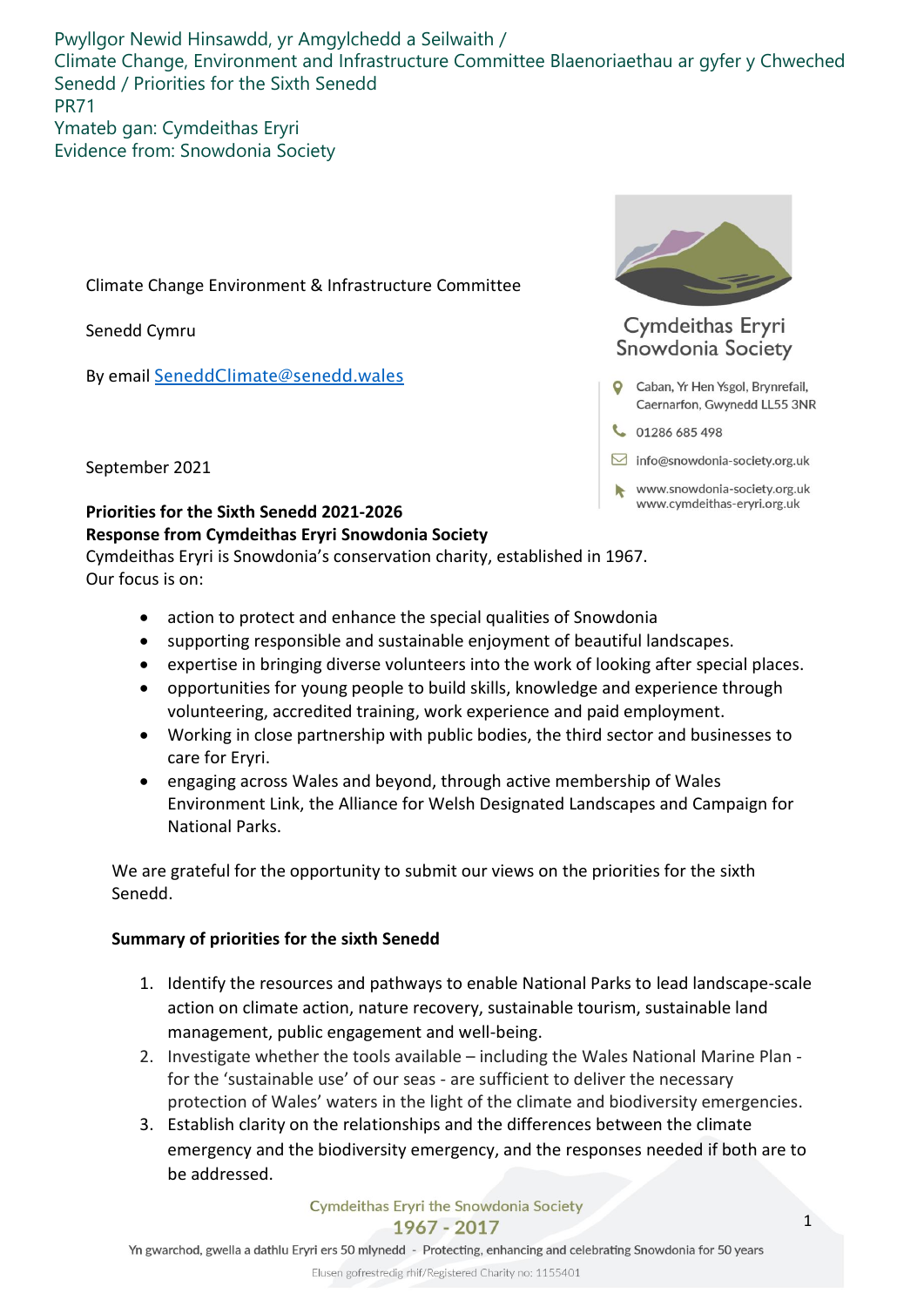Pwyllgor Newid Hinsawdd, yr Amgylchedd a Seilwaith /
Climate Change, Environment and Infrastructure Committee Blaenoriaethau ar gyfer y Chweched Senedd / Priorities for the Sixth Senedd
PR71
Ymateb gan: Cymdeithas Eryri
Evidence from: Snowdonia Society

Cymdeithas Eryri
Snowdonia Society

Caban, Yr Hen Ysgol, Brynrefail, Caernarfon, Gwynedd LL55 3NR

01286 685 498

info@snowdonia-society.org.uk

www.snowdonia-society.org.uk
www.cymdeithas-eryri.org.uk

Climate Change Environment & Infrastructure Committee

Senedd Cymru

By email SeneddClimate@senedd.wales

September 2021

**Priorities for the Sixth Senedd 2021-2026**
**Response from Cymdeithas Eryri Snowdonia Society**

Cymdeithas Eryri is Snowdonia's conservation charity, established in 1967.
Our focus is on:

- action to protect and enhance the special qualities of Snowdonia
- supporting responsible and sustainable enjoyment of beautiful landscapes.
- expertise in bringing diverse volunteers into the work of looking after special places.
- opportunities for young people to build skills, knowledge and experience through volunteering, accredited training, work experience and paid employment.
- Working in close partnership with public bodies, the third sector and businesses to care for Eryri.
- engaging across Wales and beyond, through active membership of Wales Environment Link, the Alliance for Welsh Designated Landscapes and Campaign for National Parks.

We are grateful for the opportunity to submit our views on the priorities for the sixth Senedd.

**Summary of priorities for the sixth Senedd**

1. Identify the resources and pathways to enable National Parks to lead landscape-scale action on climate action, nature recovery, sustainable tourism, sustainable land management, public engagement and well-being.
2. Investigate whether the tools available – including the Wales National Marine Plan - for the 'sustainable use' of our seas - are sufficient to deliver the necessary protection of Wales' waters in the light of the climate and biodiversity emergencies.
3. Establish clarity on the relationships and the differences between the climate emergency and the biodiversity emergency, and the responses needed if both are to be addressed.

Cymdeithas Eryri the Snowdonia Society
1967 - 2017
Yn gwarchod, gwella a dathlu Eryri ers 50 mlynedd - Protecting, enhancing and celebrating Snowdonia for 50 years
Elusen gofrestredig rhif/Registered Charity no: 1155401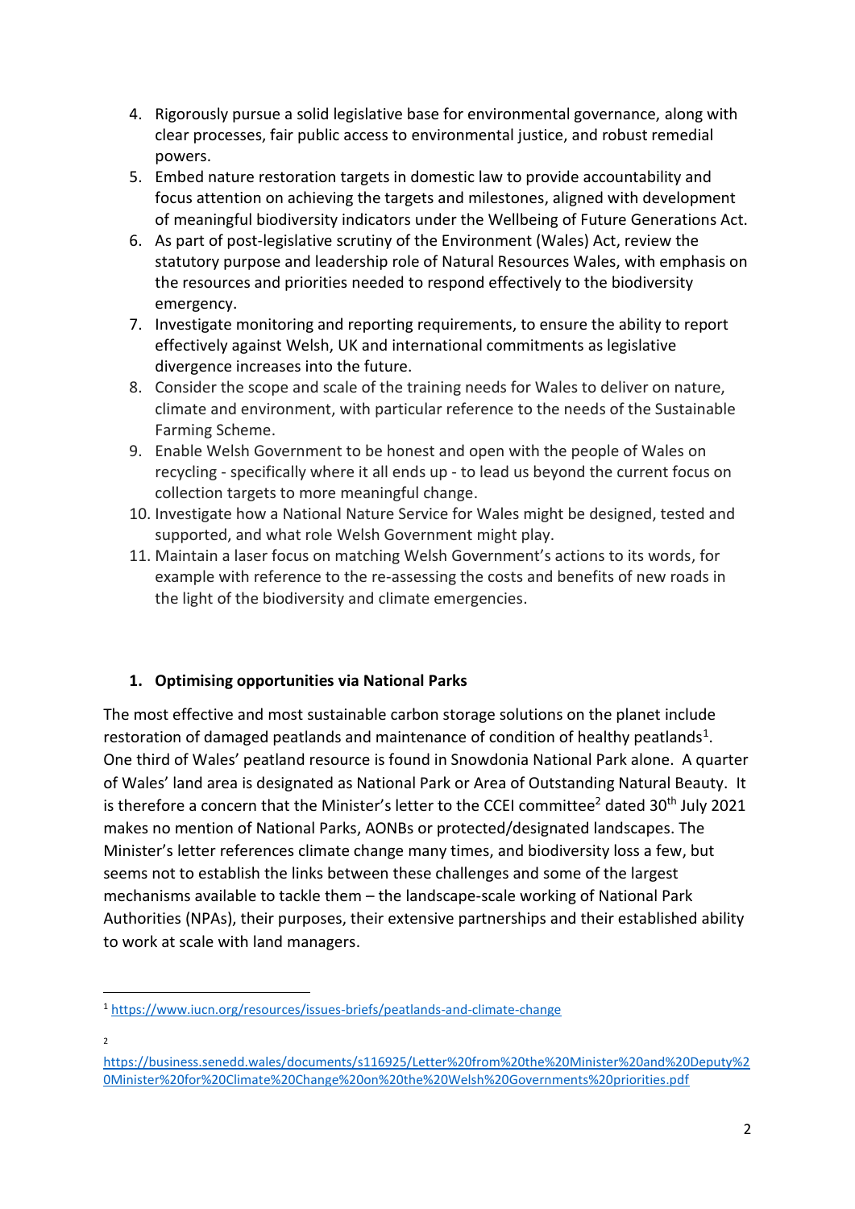4. Rigorously pursue a solid legislative base for environmental governance, along with clear processes, fair public access to environmental justice, and robust remedial powers.
5. Embed nature restoration targets in domestic law to provide accountability and focus attention on achieving the targets and milestones, aligned with development of meaningful biodiversity indicators under the Wellbeing of Future Generations Act.
6. As part of post-legislative scrutiny of the Environment (Wales) Act, review the statutory purpose and leadership role of Natural Resources Wales, with emphasis on the resources and priorities needed to respond effectively to the biodiversity emergency.
7. Investigate monitoring and reporting requirements, to ensure the ability to report effectively against Welsh, UK and international commitments as legislative divergence increases into the future.
8. Consider the scope and scale of the training needs for Wales to deliver on nature, climate and environment, with particular reference to the needs of the Sustainable Farming Scheme.
9. Enable Welsh Government to be honest and open with the people of Wales on recycling - specifically where it all ends up - to lead us beyond the current focus on collection targets to more meaningful change.
10. Investigate how a National Nature Service for Wales might be designed, tested and supported, and what role Welsh Government might play.
11. Maintain a laser focus on matching Welsh Government's actions to its words, for example with reference to the re-assessing the costs and benefits of new roads in the light of the biodiversity and climate emergencies.

## 1. Optimising opportunities via National Parks

The most effective and most sustainable carbon storage solutions on the planet include restoration of damaged peatlands and maintenance of condition of healthy peatlands[1]. One third of Wales' peatland resource is found in Snowdonia National Park alone. A quarter of Wales' land area is designated as National Park or Area of Outstanding Natural Beauty. It is therefore a concern that the Minister's letter to the CCEI committee[2] dated 30th July 2021 makes no mention of National Parks, AONBs or protected/designated landscapes. The Minister's letter references climate change many times, and biodiversity loss a few, but seems not to establish the links between these challenges and some of the largest mechanisms available to tackle them – the landscape-scale working of National Park Authorities (NPAs), their purposes, their extensive partnerships and their established ability to work at scale with land managers.

---

[1] https://www.iucn.org/resources/issues-briefs/peatlands-and-climate-change

[2] https://business.senedd.wales/documents/s116925/Letter%20from%20the%20Minister%20and%20Deputy%20Minister%20for%20Climate%20Change%20on%20the%20Welsh%20Governments%20priorities.pdf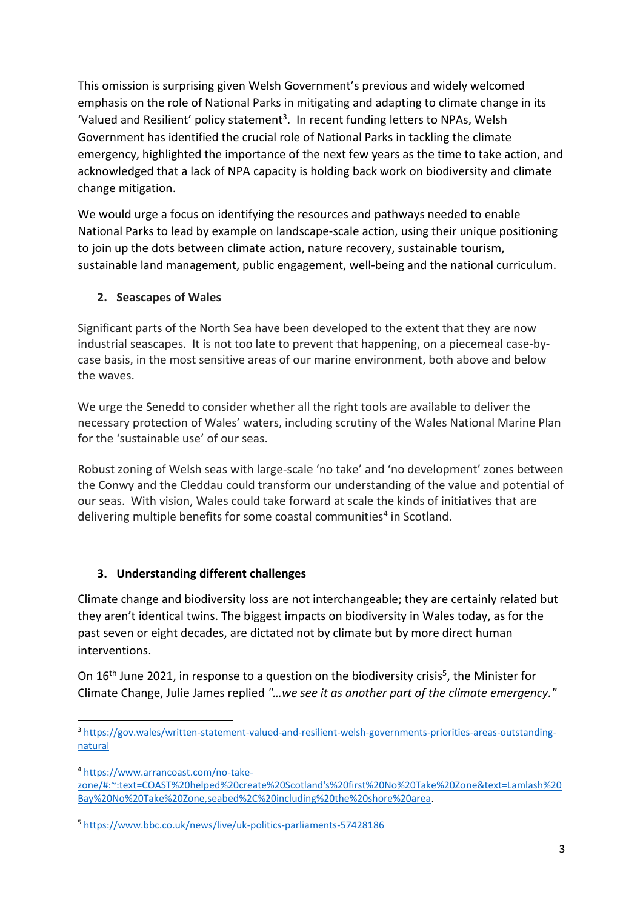This omission is surprising given Welsh Government's previous and widely welcomed emphasis on the role of National Parks in mitigating and adapting to climate change in its 'Valued and Resilient' policy statement[3]. In recent funding letters to NPAs, Welsh Government has identified the crucial role of National Parks in tackling the climate emergency, highlighted the importance of the next few years as the time to take action, and acknowledged that a lack of NPA capacity is holding back work on biodiversity and climate change mitigation.

We would urge a focus on identifying the resources and pathways needed to enable National Parks to lead by example on landscape-scale action, using their unique positioning to join up the dots between climate action, nature recovery, sustainable tourism, sustainable land management, public engagement, well-being and the national curriculum.

## 2. Seascapes of Wales

Significant parts of the North Sea have been developed to the extent that they are now industrial seascapes. It is not too late to prevent that happening, on a piecemeal case-by-case basis, in the most sensitive areas of our marine environment, both above and below the waves.

We urge the Senedd to consider whether all the right tools are available to deliver the necessary protection of Wales' waters, including scrutiny of the Wales National Marine Plan for the 'sustainable use' of our seas.

Robust zoning of Welsh seas with large-scale 'no take' and 'no development' zones between the Conwy and the Cleddau could transform our understanding of the value and potential of our seas. With vision, Wales could take forward at scale the kinds of initiatives that are delivering multiple benefits for some coastal communities[4] in Scotland.

## 3. Understanding different challenges

Climate change and biodiversity loss are not interchangeable; they are certainly related but they aren't identical twins. The biggest impacts on biodiversity in Wales today, as for the past seven or eight decades, are dictated not by climate but by more direct human interventions.

On 16th June 2021, in response to a question on the biodiversity crisis[5], the Minister for Climate Change, Julie James replied *"…we see it as another part of the climate emergency."*

---

[3] https://gov.wales/written-statement-valued-and-resilient-welsh-governments-priorities-areas-outstanding-natural

[4] https://www.arrancoast.com/no-take-zone/#:~:text=COAST%20helped%20create%20Scotland's%20first%20No%20Take%20Zone&text=Lamlash%20Bay%20No%20Take%20Zone,seabed%2C%20including%20the%20shore%20area.

[5] https://www.bbc.co.uk/news/live/uk-politics-parliaments-57428186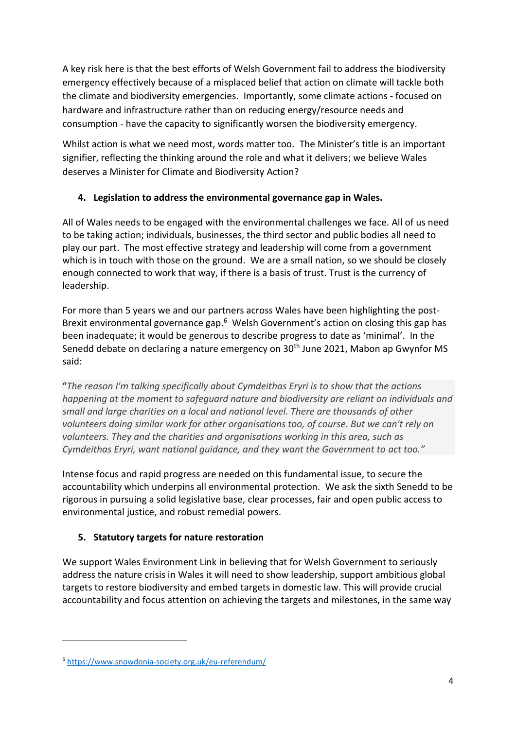A key risk here is that the best efforts of Welsh Government fail to address the biodiversity emergency effectively because of a misplaced belief that action on climate will tackle both the climate and biodiversity emergencies. Importantly, some climate actions - focused on hardware and infrastructure rather than on reducing energy/resource needs and consumption - have the capacity to significantly worsen the biodiversity emergency.

Whilst action is what we need most, words matter too. The Minister's title is an important signifier, reflecting the thinking around the role and what it delivers; we believe Wales deserves a Minister for Climate and Biodiversity Action?

## 4. Legislation to address the environmental governance gap in Wales.

All of Wales needs to be engaged with the environmental challenges we face. All of us need to be taking action; individuals, businesses, the third sector and public bodies all need to play our part. The most effective strategy and leadership will come from a government which is in touch with those on the ground. We are a small nation, so we should be closely enough connected to work that way, if there is a basis of trust. Trust is the currency of leadership.

For more than 5 years we and our partners across Wales have been highlighting the post-Brexit environmental governance gap.[6] Welsh Government's action on closing this gap has been inadequate; it would be generous to describe progress to date as 'minimal'. In the Senedd debate on declaring a nature emergency on 30th June 2021, Mabon ap Gwynfor MS said:

> "*The reason I'm talking specifically about Cymdeithas Eryri is to show that the actions happening at the moment to safeguard nature and biodiversity are reliant on individuals and small and large charities on a local and national level. There are thousands of other volunteers doing similar work for other organisations too, of course. But we can't rely on volunteers. They and the charities and organisations working in this area, such as Cymdeithas Eryri, want national guidance, and they want the Government to act too.*"

Intense focus and rapid progress are needed on this fundamental issue, to secure the accountability which underpins all environmental protection. We ask the sixth Senedd to be rigorous in pursuing a solid legislative base, clear processes, fair and open public access to environmental justice, and robust remedial powers.

## 5. Statutory targets for nature restoration

We support Wales Environment Link in believing that for Welsh Government to seriously address the nature crisis in Wales it will need to show leadership, support ambitious global targets to restore biodiversity and embed targets in domestic law. This will provide crucial accountability and focus attention on achieving the targets and milestones, in the same way

---

[6] https://www.snowdonia-society.org.uk/eu-referendum/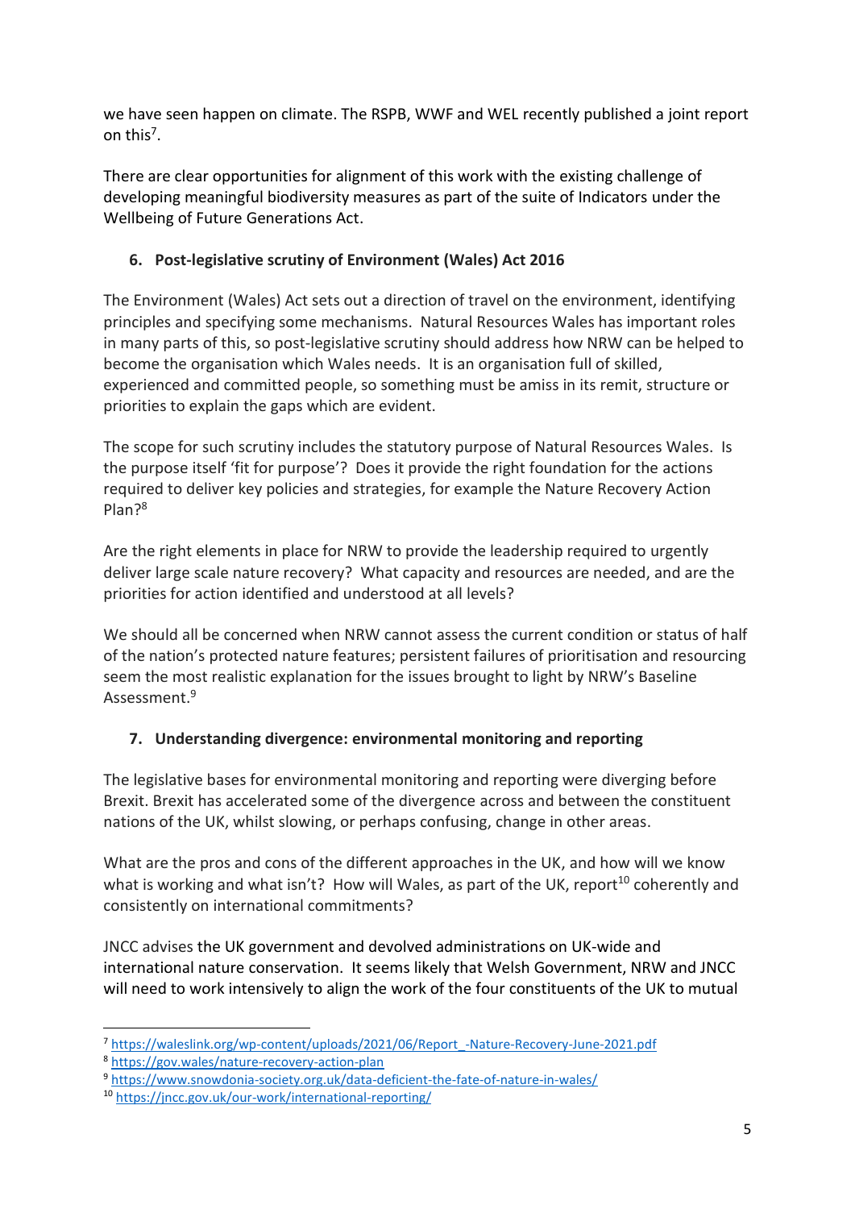we have seen happen on climate. The RSPB, WWF and WEL recently published a joint report on this[7].

There are clear opportunities for alignment of this work with the existing challenge of developing meaningful biodiversity measures as part of the suite of Indicators under the Wellbeing of Future Generations Act.

### 6. Post-legislative scrutiny of Environment (Wales) Act 2016

The Environment (Wales) Act sets out a direction of travel on the environment, identifying principles and specifying some mechanisms. Natural Resources Wales has important roles in many parts of this, so post-legislative scrutiny should address how NRW can be helped to become the organisation which Wales needs. It is an organisation full of skilled, experienced and committed people, so something must be amiss in its remit, structure or priorities to explain the gaps which are evident.

The scope for such scrutiny includes the statutory purpose of Natural Resources Wales. Is the purpose itself 'fit for purpose'? Does it provide the right foundation for the actions required to deliver key policies and strategies, for example the Nature Recovery Action Plan?[8]

Are the right elements in place for NRW to provide the leadership required to urgently deliver large scale nature recovery? What capacity and resources are needed, and are the priorities for action identified and understood at all levels?

We should all be concerned when NRW cannot assess the current condition or status of half of the nation's protected nature features; persistent failures of prioritisation and resourcing seem the most realistic explanation for the issues brought to light by NRW's Baseline Assessment.[9]

### 7. Understanding divergence: environmental monitoring and reporting

The legislative bases for environmental monitoring and reporting were diverging before Brexit. Brexit has accelerated some of the divergence across and between the constituent nations of the UK, whilst slowing, or perhaps confusing, change in other areas.

What are the pros and cons of the different approaches in the UK, and how will we know what is working and what isn't? How will Wales, as part of the UK, report[10] coherently and consistently on international commitments?

JNCC advises the UK government and devolved administrations on UK-wide and international nature conservation. It seems likely that Welsh Government, NRW and JNCC will need to work intensively to align the work of the four constituents of the UK to mutual

---

[7] https://waleslink.org/wp-content/uploads/2021/06/Report_-Nature-Recovery-June-2021.pdf
[8] https://gov.wales/nature-recovery-action-plan
[9] https://www.snowdonia-society.org.uk/data-deficient-the-fate-of-nature-in-wales/
[10] https://jncc.gov.uk/our-work/international-reporting/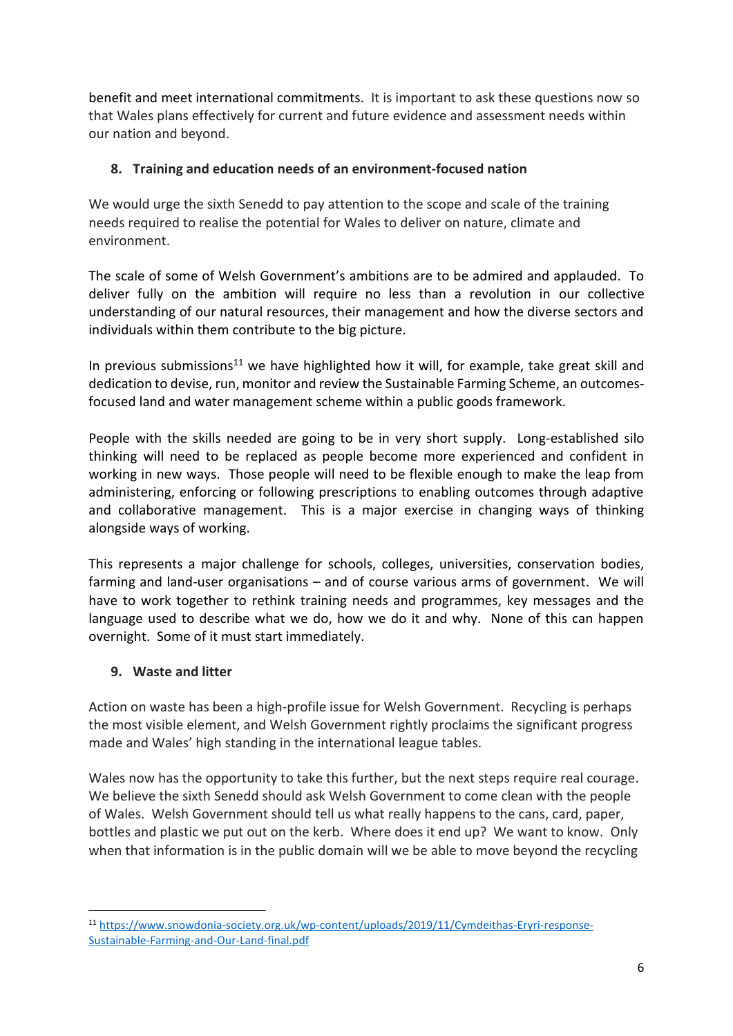benefit and meet international commitments. It is important to ask these questions now so that Wales plans effectively for current and future evidence and assessment needs within our nation and beyond.

### 8. Training and education needs of an environment-focused nation

We would urge the sixth Senedd to pay attention to the scope and scale of the training needs required to realise the potential for Wales to deliver on nature, climate and environment.

The scale of some of Welsh Government's ambitions are to be admired and applauded. To deliver fully on the ambition will require no less than a revolution in our collective understanding of our natural resources, their management and how the diverse sectors and individuals within them contribute to the big picture.

In previous submissions[11] we have highlighted how it will, for example, take great skill and dedication to devise, run, monitor and review the Sustainable Farming Scheme, an outcomes-focused land and water management scheme within a public goods framework.

People with the skills needed are going to be in very short supply. Long-established silo thinking will need to be replaced as people become more experienced and confident in working in new ways. Those people will need to be flexible enough to make the leap from administering, enforcing or following prescriptions to enabling outcomes through adaptive and collaborative management. This is a major exercise in changing ways of thinking alongside ways of working.

This represents a major challenge for schools, colleges, universities, conservation bodies, farming and land-user organisations – and of course various arms of government. We will have to work together to rethink training needs and programmes, key messages and the language used to describe what we do, how we do it and why. None of this can happen overnight. Some of it must start immediately.

### 9. Waste and litter

Action on waste has been a high-profile issue for Welsh Government. Recycling is perhaps the most visible element, and Welsh Government rightly proclaims the significant progress made and Wales' high standing in the international league tables.

Wales now has the opportunity to take this further, but the next steps require real courage. We believe the sixth Senedd should ask Welsh Government to come clean with the people of Wales. Welsh Government should tell us what really happens to the cans, card, paper, bottles and plastic we put out on the kerb. Where does it end up? We want to know. Only when that information is in the public domain will we be able to move beyond the recycling

---

[11] https://www.snowdonia-society.org.uk/wp-content/uploads/2019/11/Cymdeithas-Eryri-response-Sustainable-Farming-and-Our-Land-final.pdf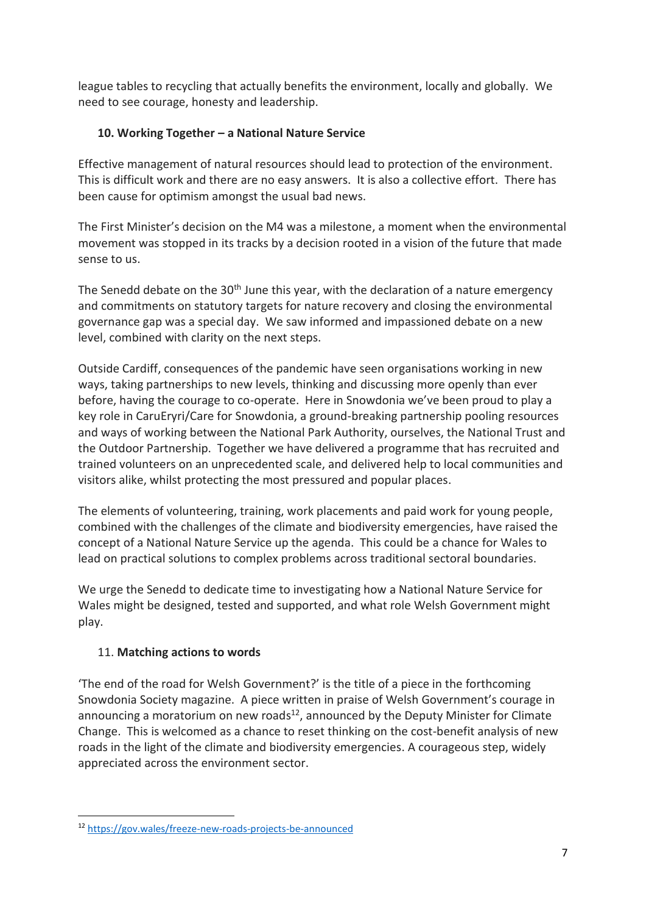league tables to recycling that actually benefits the environment, locally and globally. We need to see courage, honesty and leadership.

### 10. Working Together – a National Nature Service

Effective management of natural resources should lead to protection of the environment. This is difficult work and there are no easy answers. It is also a collective effort. There has been cause for optimism amongst the usual bad news.

The First Minister's decision on the M4 was a milestone, a moment when the environmental movement was stopped in its tracks by a decision rooted in a vision of the future that made sense to us.

The Senedd debate on the 30th June this year, with the declaration of a nature emergency and commitments on statutory targets for nature recovery and closing the environmental governance gap was a special day. We saw informed and impassioned debate on a new level, combined with clarity on the next steps.

Outside Cardiff, consequences of the pandemic have seen organisations working in new ways, taking partnerships to new levels, thinking and discussing more openly than ever before, having the courage to co-operate. Here in Snowdonia we've been proud to play a key role in CaruEryri/Care for Snowdonia, a ground-breaking partnership pooling resources and ways of working between the National Park Authority, ourselves, the National Trust and the Outdoor Partnership. Together we have delivered a programme that has recruited and trained volunteers on an unprecedented scale, and delivered help to local communities and visitors alike, whilst protecting the most pressured and popular places.

The elements of volunteering, training, work placements and paid work for young people, combined with the challenges of the climate and biodiversity emergencies, have raised the concept of a National Nature Service up the agenda. This could be a chance for Wales to lead on practical solutions to complex problems across traditional sectoral boundaries.

We urge the Senedd to dedicate time to investigating how a National Nature Service for Wales might be designed, tested and supported, and what role Welsh Government might play.

### 11. Matching actions to words

'The end of the road for Welsh Government?' is the title of a piece in the forthcoming Snowdonia Society magazine. A piece written in praise of Welsh Government's courage in announcing a moratorium on new roads[12], announced by the Deputy Minister for Climate Change. This is welcomed as a chance to reset thinking on the cost-benefit analysis of new roads in the light of the climate and biodiversity emergencies. A courageous step, widely appreciated across the environment sector.

---

[12] https://gov.wales/freeze-new-roads-projects-be-announced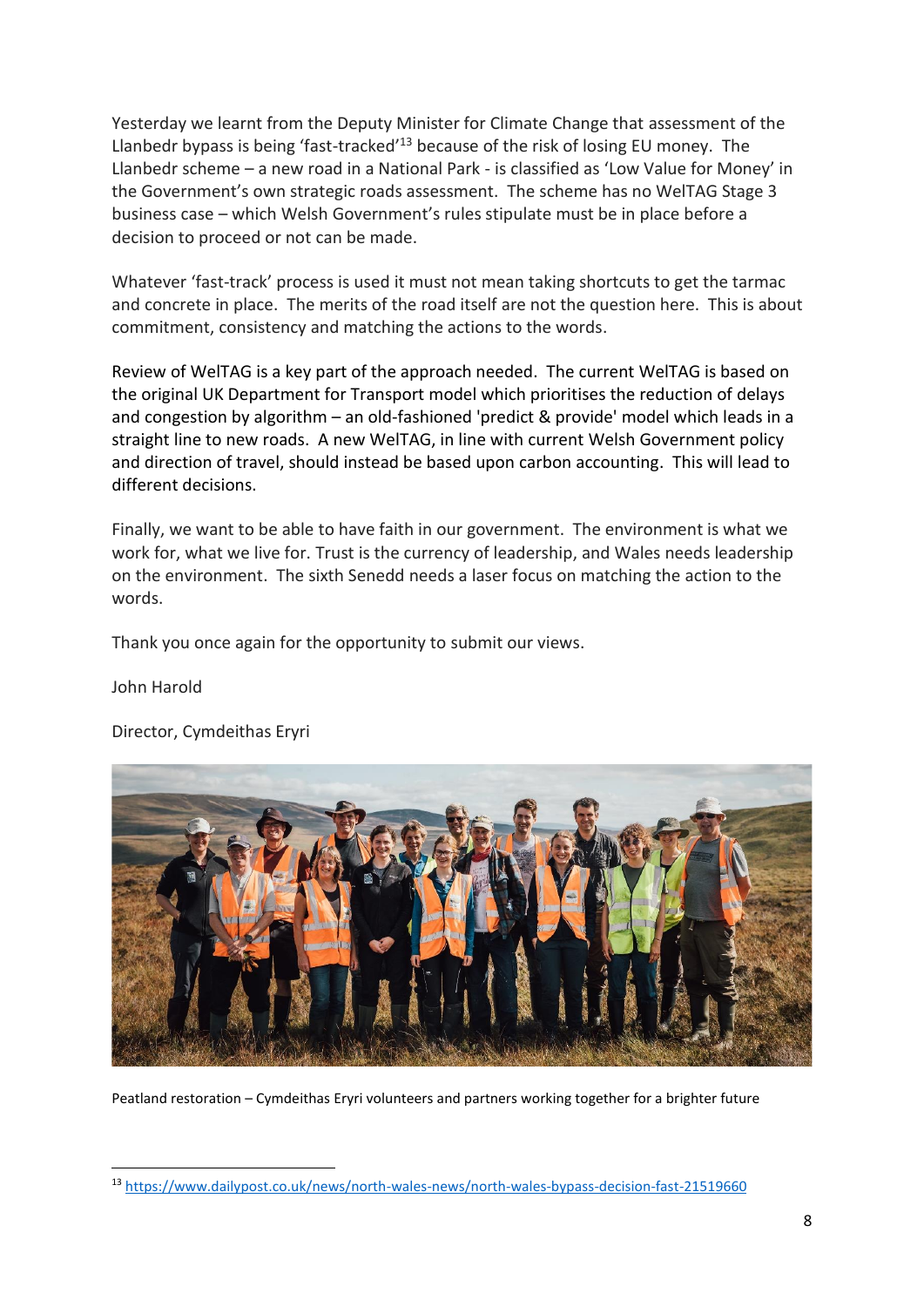Yesterday we learnt from the Deputy Minister for Climate Change that assessment of the Llanbedr bypass is being 'fast-tracked'[13] because of the risk of losing EU money. The Llanbedr scheme – a new road in a National Park - is classified as 'Low Value for Money' in the Government's own strategic roads assessment. The scheme has no WelTAG Stage 3 business case – which Welsh Government's rules stipulate must be in place before a decision to proceed or not can be made.

Whatever 'fast-track' process is used it must not mean taking shortcuts to get the tarmac and concrete in place. The merits of the road itself are not the question here. This is about commitment, consistency and matching the actions to the words.

Review of WelTAG is a key part of the approach needed. The current WelTAG is based on the original UK Department for Transport model which prioritises the reduction of delays and congestion by algorithm – an old-fashioned 'predict & provide' model which leads in a straight line to new roads. A new WelTAG, in line with current Welsh Government policy and direction of travel, should instead be based upon carbon accounting. This will lead to different decisions.

Finally, we want to be able to have faith in our government. The environment is what we work for, what we live for. Trust is the currency of leadership, and Wales needs leadership on the environment. The sixth Senedd needs a laser focus on matching the action to the words.

Thank you once again for the opportunity to submit our views.

John Harold

Director, Cymdeithas Eryri

Peatland restoration – Cymdeithas Eryri volunteers and partners working together for a brighter future

[13] https://www.dailypost.co.uk/news/north-wales-news/north-wales-bypass-decision-fast-21519660